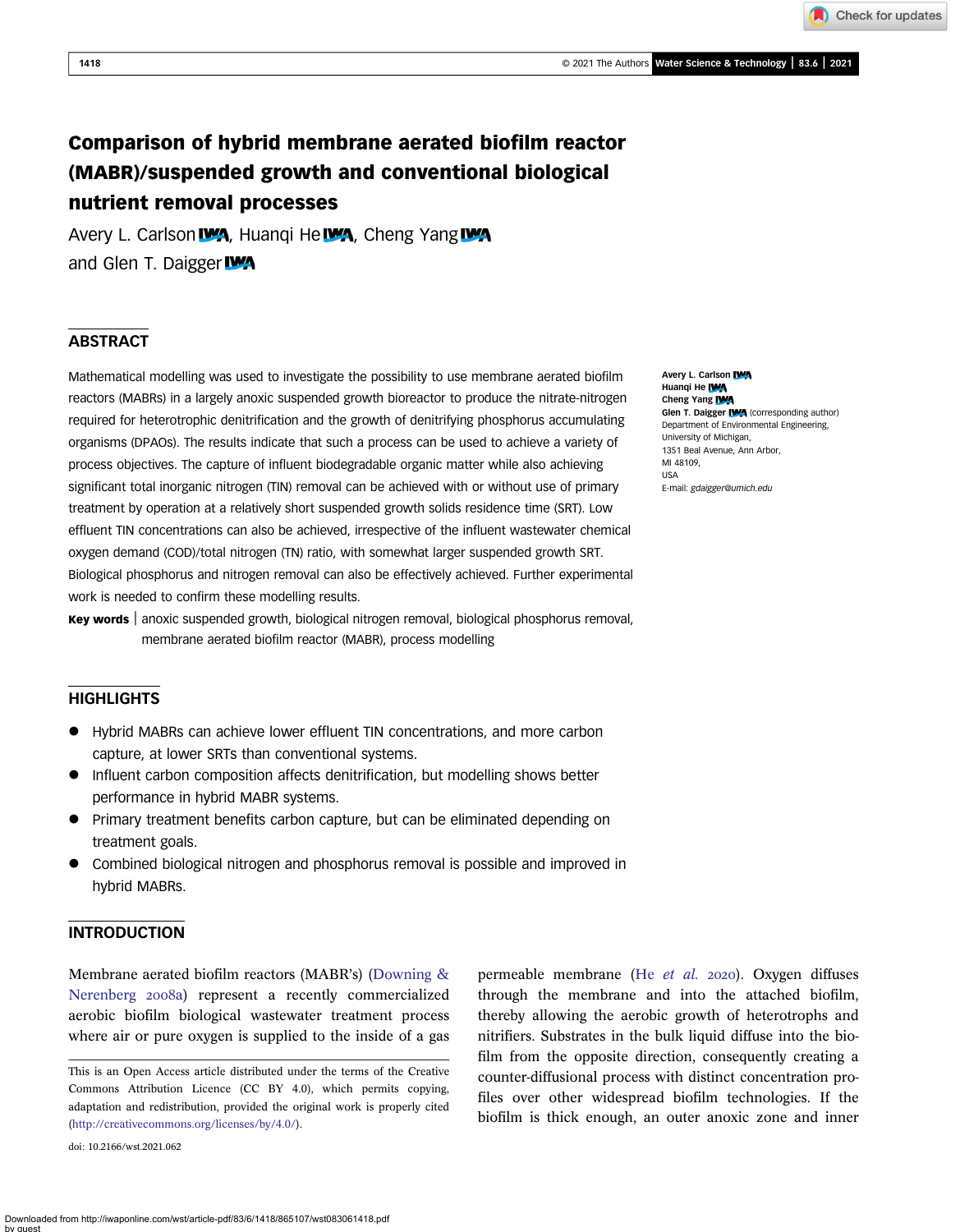# Comparison of hybrid membrane aerated biofilm reactor (MABR)/suspended growth and conventional biological nutrient removal processes

Avery L. Carlson, Huanqi He, Cheng Yang and Glen T. Daigger

## ABSTRACT

Mathematical modelling was used to investigate the possibility to use membrane aerated biofilm reactors (MABRs) in a largely anoxic suspended growth bioreactor to produce the nitrate-nitrogen required for heterotrophic denitrification and the growth of denitrifying phosphorus accumulating organisms (DPAOs). The results indicate that such a process can be used to achieve a variety of process objectives. The capture of influent biodegradable organic matter while also achieving significant total inorganic nitrogen (TIN) removal can be achieved with or without use of primary treatment by operation at a relatively short suspended growth solids residence time (SRT). Low effluent TIN concentrations can also be achieved, irrespective of the influent wastewater chemical oxygen demand (COD)/total nitrogen (TN) ratio, with somewhat larger suspended growth SRT. Biological phosphorus and nitrogen removal can also be effectively achieved. Further experimental work is needed to confirm these modelling results.

**Key words** | anoxic suspended growth, biological nitrogen removal, biological phosphorus removal, membrane aerated biofilm reactor (MABR), process modelling

Avery L. Carlson
Huanqi He
Cheng Yang
Glen T. Daigger (corresponding author)
Department of Environmental Engineering,
University of Michigan,
1351 Beal Avenue, Ann Arbor,
MI 48109,
USA
E-mail: *gdaigger@umich.edu*

## HIGHLIGHTS

- Hybrid MABRs can achieve lower effluent TIN concentrations, and more carbon capture, at lower SRTs than conventional systems.
- Influent carbon composition affects denitrification, but modelling shows better performance in hybrid MABR systems.
- Primary treatment benefits carbon capture, but can be eliminated depending on treatment goals.
- Combined biological nitrogen and phosphorus removal is possible and improved in hybrid MABRs.

## INTRODUCTION

Membrane aerated biofilm reactors (MABR's) (Downing & Nerenberg 2008a) represent a recently commercialized aerobic biofilm biological wastewater treatment process where air or pure oxygen is supplied to the inside of a gas permeable membrane (He *et al.* 2020). Oxygen diffuses through the membrane and into the attached biofilm, thereby allowing the aerobic growth of heterotrophs and nitrifiers. Substrates in the bulk liquid diffuse into the biofilm from the opposite direction, consequently creating a counter-diffusional process with distinct concentration profiles over other widespread biofilm technologies. If the biofilm is thick enough, an outer anoxic zone and inner

This is an Open Access article distributed under the terms of the Creative Commons Attribution Licence (CC BY 4.0), which permits copying, adaptation and redistribution, provided the original work is properly cited (http://creativecommons.org/licenses/by/4.0/).

doi: 10.2166/wst.2021.062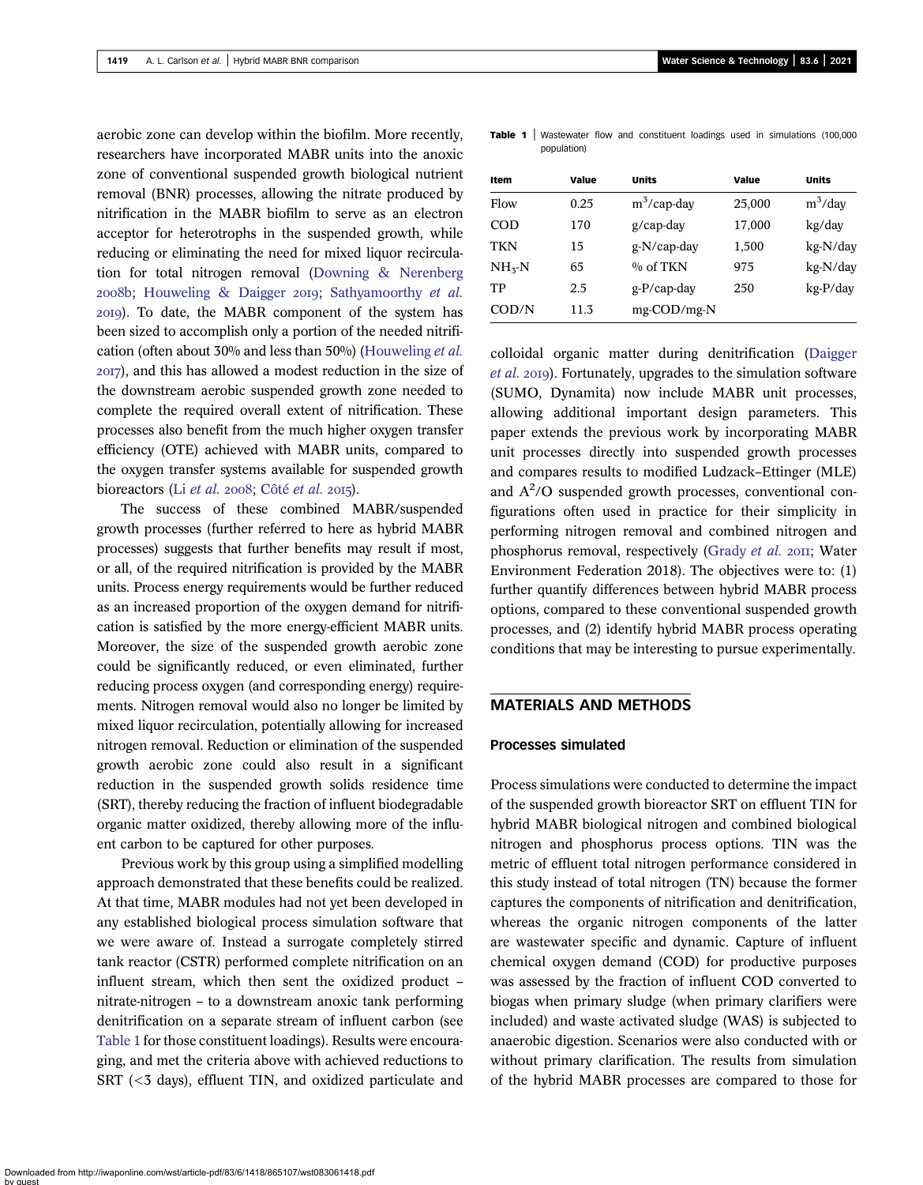aerobic zone can develop within the biofilm. More recently, researchers have incorporated MABR units into the anoxic zone of conventional suspended growth biological nutrient removal (BNR) processes, allowing the nitrate produced by nitrification in the MABR biofilm to serve as an electron acceptor for heterotrophs in the suspended growth, while reducing or eliminating the need for mixed liquor recirculation for total nitrogen removal (Downing & Nerenberg 2008b; Houweling & Daigger 2019; Sathyamoorthy *et al.* 2019). To date, the MABR component of the system has been sized to accomplish only a portion of the needed nitrification (often about 30% and less than 50%) (Houweling *et al.* 2017), and this has allowed a modest reduction in the size of the downstream aerobic suspended growth zone needed to complete the required overall extent of nitrification. These processes also benefit from the much higher oxygen transfer efficiency (OTE) achieved with MABR units, compared to the oxygen transfer systems available for suspended growth bioreactors (Li *et al.* 2008; Côté *et al.* 2015).

The success of these combined MABR/suspended growth processes (further referred to here as hybrid MABR processes) suggests that further benefits may result if most, or all, of the required nitrification is provided by the MABR units. Process energy requirements would be further reduced as an increased proportion of the oxygen demand for nitrification is satisfied by the more energy-efficient MABR units. Moreover, the size of the suspended growth aerobic zone could be significantly reduced, or even eliminated, further reducing process oxygen (and corresponding energy) requirements. Nitrogen removal would also no longer be limited by mixed liquor recirculation, potentially allowing for increased nitrogen removal. Reduction or elimination of the suspended growth aerobic zone could also result in a significant reduction in the suspended growth solids residence time (SRT), thereby reducing the fraction of influent biodegradable organic matter oxidized, thereby allowing more of the influent carbon to be captured for other purposes.

Previous work by this group using a simplified modelling approach demonstrated that these benefits could be realized. At that time, MABR modules had not yet been developed in any established biological process simulation software that we were aware of. Instead a surrogate completely stirred tank reactor (CSTR) performed complete nitrification on an influent stream, which then sent the oxidized product – nitrate-nitrogen – to a downstream anoxic tank performing denitrification on a separate stream of influent carbon (see Table 1 for those constituent loadings). Results were encouraging, and met the criteria above with achieved reductions to SRT (<3 days), effluent TIN, and oxidized particulate and colloidal organic matter during denitrification (Daigger *et al.* 2019). Fortunately, upgrades to the simulation software (SUMO, Dynamita) now include MABR unit processes, allowing additional important design parameters. This paper extends the previous work by incorporating MABR unit processes directly into suspended growth processes and compares results to modified Ludzack–Ettinger (MLE) and $A^2/O$ suspended growth processes, conventional configurations often used in practice for their simplicity in performing nitrogen removal and combined nitrogen and phosphorus removal, respectively (Grady *et al.* 2011; Water Environment Federation 2018). The objectives were to: (1) further quantify differences between hybrid MABR process options, compared to these conventional suspended growth processes, and (2) identify hybrid MABR process operating conditions that may be interesting to pursue experimentally.

**Table 1** | Wastewater flow and constituent loadings used in simulations (100,000 population)

| Item | Value | Units | Value | Units |
|---|---|---|---|---|
| Flow | 0.25 | $m^3$/cap-day | 25,000 | $m^3$/day |
| COD | 170 | g/cap-day | 17,000 | kg/day |
| TKN | 15 | g-N/cap-day | 1,500 | kg-N/day |
| $NH_3$-N | 65 | % of TKN | 975 | kg-N/day |
| TP | 2.5 | g-P/cap-day | 250 | kg-P/day |
| COD/N | 11.3 | mg-COD/mg-N | | |

## MATERIALS AND METHODS

### Processes simulated

Process simulations were conducted to determine the impact of the suspended growth bioreactor SRT on effluent TIN for hybrid MABR biological nitrogen and combined biological nitrogen and phosphorus process options. TIN was the metric of effluent total nitrogen performance considered in this study instead of total nitrogen (TN) because the former captures the components of nitrification and denitrification, whereas the organic nitrogen components of the latter are wastewater specific and dynamic. Capture of influent chemical oxygen demand (COD) for productive purposes was assessed by the fraction of influent COD converted to biogas when primary sludge (when primary clarifiers were included) and waste activated sludge (WAS) is subjected to anaerobic digestion. Scenarios were also conducted with or without primary clarification. The results from simulation of the hybrid MABR processes are compared to those for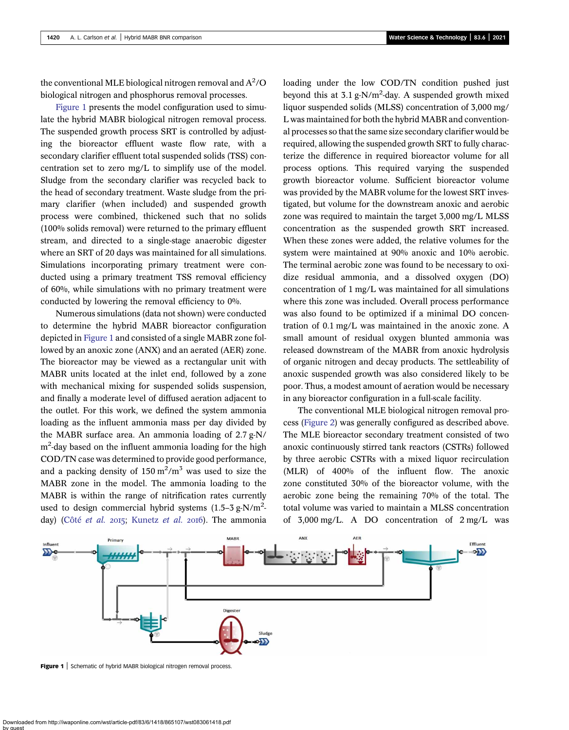the conventional MLE biological nitrogen removal and $A^2/O$ biological nitrogen and phosphorus removal processes.

Figure 1 presents the model configuration used to simulate the hybrid MABR biological nitrogen removal process. The suspended growth process SRT is controlled by adjusting the bioreactor effluent waste flow rate, with a secondary clarifier effluent total suspended solids (TSS) concentration set to zero mg/L to simplify use of the model. Sludge from the secondary clarifier was recycled back to the head of secondary treatment. Waste sludge from the primary clarifier (when included) and suspended growth process were combined, thickened such that no solids (100% solids removal) were returned to the primary effluent stream, and directed to a single-stage anaerobic digester where an SRT of 20 days was maintained for all simulations. Simulations incorporating primary treatment were conducted using a primary treatment TSS removal efficiency of 60%, while simulations with no primary treatment were conducted by lowering the removal efficiency to 0%.

Numerous simulations (data not shown) were conducted to determine the hybrid MABR bioreactor configuration depicted in Figure 1 and consisted of a single MABR zone followed by an anoxic zone (ANX) and an aerated (AER) zone. The bioreactor may be viewed as a rectangular unit with MABR units located at the inlet end, followed by a zone with mechanical mixing for suspended solids suspension, and finally a moderate level of diffused aeration adjacent to the outlet. For this work, we defined the system ammonia loading as the influent ammonia mass per day divided by the MABR surface area. An ammonia loading of 2.7 g-N/$m^2$-day based on the influent ammonia loading for the high COD/TN case was determined to provide good performance, and a packing density of 150 $m^2/m^3$ was used to size the MABR zone in the model. The ammonia loading to the MABR is within the range of nitrification rates currently used to design commercial hybrid systems (1.5–3 g-N/$m^2$-day) (Côté *et al.* 2015; Kunetz *et al.* 2016). The ammonia loading under the low COD/TN condition pushed just beyond this at 3.1 g-N/$m^2$-day. A suspended growth mixed liquor suspended solids (MLSS) concentration of 3,000 mg/L was maintained for both the hybrid MABR and conventional processes so that the same size secondary clarifier would be required, allowing the suspended growth SRT to fully characterize the difference in required bioreactor volume for all process options. This required varying the suspended growth bioreactor volume. Sufficient bioreactor volume was provided by the MABR volume for the lowest SRT investigated, but volume for the downstream anoxic and aerobic zone was required to maintain the target 3,000 mg/L MLSS concentration as the suspended growth SRT increased. When these zones were added, the relative volumes for the system were maintained at 90% anoxic and 10% aerobic. The terminal aerobic zone was found to be necessary to oxidize residual ammonia, and a dissolved oxygen (DO) concentration of 1 mg/L was maintained for all simulations where this zone was included. Overall process performance was also found to be optimized if a minimal DO concentration of 0.1 mg/L was maintained in the anoxic zone. A small amount of residual oxygen blunted ammonia was released downstream of the MABR from anoxic hydrolysis of organic nitrogen and decay products. The settleability of anoxic suspended growth was also considered likely to be poor. Thus, a modest amount of aeration would be necessary in any bioreactor configuration in a full-scale facility.

The conventional MLE biological nitrogen removal process (Figure 2) was generally configured as described above. The MLE bioreactor secondary treatment consisted of two anoxic continuously stirred tank reactors (CSTRs) followed by three aerobic CSTRs with a mixed liquor recirculation (MLR) of 400% of the influent flow. The anoxic zone constituted 30% of the bioreactor volume, with the aerobic zone being the remaining 70% of the total. The total volume was varied to maintain a MLSS concentration of 3,000 mg/L. A DO concentration of 2 mg/L was

**Figure 1** | Schematic of hybrid MABR biological nitrogen removal process.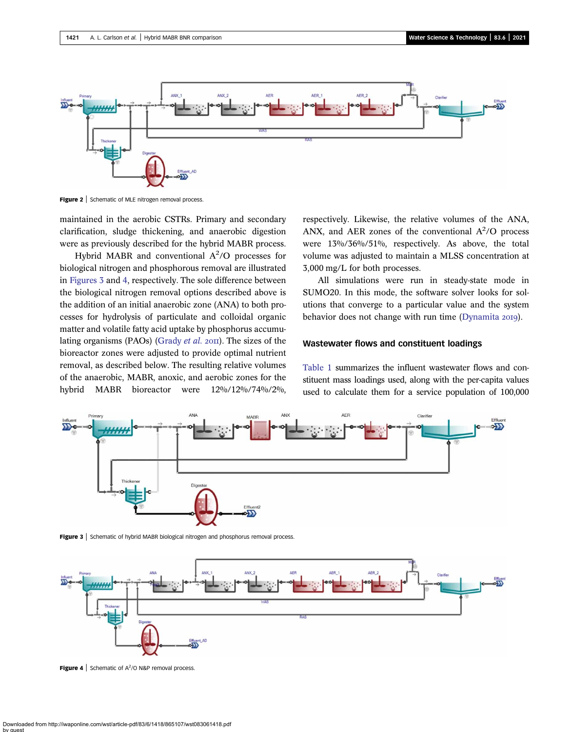Figure 2 | Schematic of MLE nitrogen removal process.

maintained in the aerobic CSTRs. Primary and secondary clarification, sludge thickening, and anaerobic digestion were as previously described for the hybrid MABR process.

Hybrid MABR and conventional $A^2/O$ processes for biological nitrogen and phosphorous removal are illustrated in Figures 3 and 4, respectively. The sole difference between the biological nitrogen removal options described above is the addition of an initial anaerobic zone (ANA) to both processes for hydrolysis of particulate and colloidal organic matter and volatile fatty acid uptake by phosphorus accumulating organisms (PAOs) (Grady *et al.* 2011). The sizes of the bioreactor zones were adjusted to provide optimal nutrient removal, as described below. The resulting relative volumes of the anaerobic, MABR, anoxic, and aerobic zones for the hybrid MABR bioreactor were 12%/12%/74%/2%, respectively. Likewise, the relative volumes of the ANA, ANX, and AER zones of the conventional $A^2/O$ process were 13%/36%/51%, respectively. As above, the total volume was adjusted to maintain a MLSS concentration at 3,000 mg/L for both processes.

All simulations were run in steady-state mode in SUMO20. In this mode, the software solver looks for solutions that converge to a particular value and the system behavior does not change with run time (Dynamita 2019).

## Wastewater flows and constituent loadings

Table 1 summarizes the influent wastewater flows and constituent mass loadings used, along with the per-capita values used to calculate them for a service population of 100,000

Figure 3 | Schematic of hybrid MABR biological nitrogen and phosphorus removal process.

Figure 4 | Schematic of $A^2/O$ N&P removal process.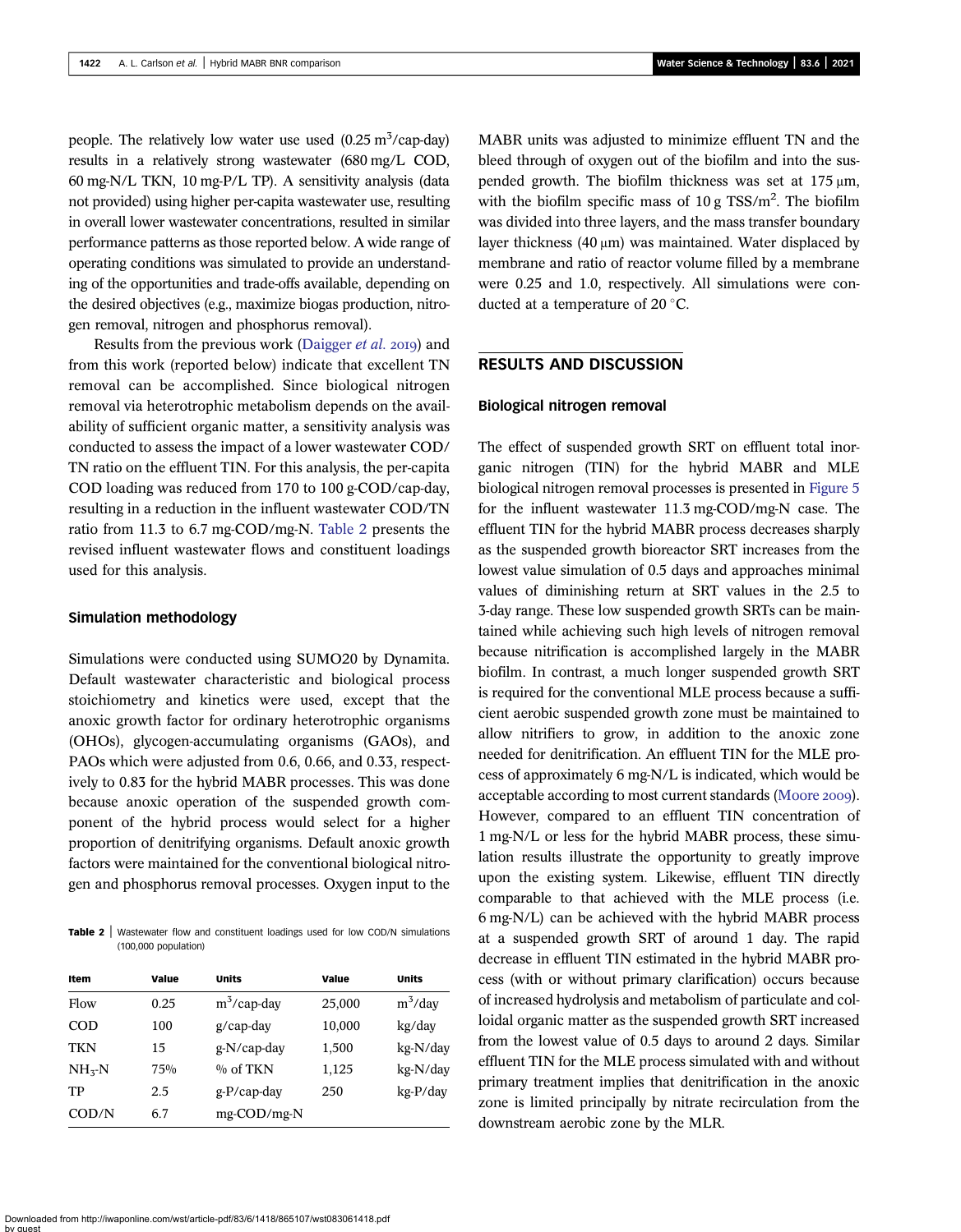people. The relatively low water use used (0.25 $m^3$/cap-day) results in a relatively strong wastewater (680 mg/L COD, 60 mg-N/L TKN, 10 mg-P/L TP). A sensitivity analysis (data not provided) using higher per-capita wastewater use, resulting in overall lower wastewater concentrations, resulted in similar performance patterns as those reported below. A wide range of operating conditions was simulated to provide an understanding of the opportunities and trade-offs available, depending on the desired objectives (e.g., maximize biogas production, nitrogen removal, nitrogen and phosphorus removal).

Results from the previous work (Daigger *et al.* 2019) and from this work (reported below) indicate that excellent TN removal can be accomplished. Since biological nitrogen removal via heterotrophic metabolism depends on the availability of sufficient organic matter, a sensitivity analysis was conducted to assess the impact of a lower wastewater COD/TN ratio on the effluent TIN. For this analysis, the per-capita COD loading was reduced from 170 to 100 g-COD/cap-day, resulting in a reduction in the influent wastewater COD/TN ratio from 11.3 to 6.7 mg-COD/mg-N. Table 2 presents the revised influent wastewater flows and constituent loadings used for this analysis.

### Simulation methodology

Simulations were conducted using SUMO20 by Dynamita. Default wastewater characteristic and biological process stoichiometry and kinetics were used, except that the anoxic growth factor for ordinary heterotrophic organisms (OHOs), glycogen-accumulating organisms (GAOs), and PAOs which were adjusted from 0.6, 0.66, and 0.33, respectively to 0.83 for the hybrid MABR processes. This was done because anoxic operation of the suspended growth component of the hybrid process would select for a higher proportion of denitrifying organisms. Default anoxic growth factors were maintained for the conventional biological nitrogen and phosphorus removal processes. Oxygen input to the MABR units was adjusted to minimize effluent TN and the bleed through of oxygen out of the biofilm and into the suspended growth. The biofilm thickness was set at 175 μm, with the biofilm specific mass of 10 g TSS/$m^2$. The biofilm was divided into three layers, and the mass transfer boundary layer thickness (40 μm) was maintained. Water displaced by membrane and ratio of reactor volume filled by a membrane were 0.25 and 1.0, respectively. All simulations were conducted at a temperature of 20 °C.

**Table 2** | Wastewater flow and constituent loadings used for low COD/N simulations (100,000 population)

| Item | Value | Units | Value | Units |
|---|---|---|---|---|
| Flow | 0.25 | $m^3$/cap-day | 25,000 | $m^3$/day |
| COD | 100 | g/cap-day | 10,000 | kg/day |
| TKN | 15 | g-N/cap-day | 1,500 | kg-N/day |
| $NH_3$-N | 75% | % of TKN | 1,125 | kg-N/day |
| TP | 2.5 | g-P/cap-day | 250 | kg-P/day |
| COD/N | 6.7 | mg-COD/mg-N | | |

## RESULTS AND DISCUSSION

### Biological nitrogen removal

The effect of suspended growth SRT on effluent total inorganic nitrogen (TIN) for the hybrid MABR and MLE biological nitrogen removal processes is presented in Figure 5 for the influent wastewater 11.3 mg-COD/mg-N case. The effluent TIN for the hybrid MABR process decreases sharply as the suspended growth bioreactor SRT increases from the lowest value simulation of 0.5 days and approaches minimal values of diminishing return at SRT values in the 2.5 to 3-day range. These low suspended growth SRTs can be maintained while achieving such high levels of nitrogen removal because nitrification is accomplished largely in the MABR biofilm. In contrast, a much longer suspended growth SRT is required for the conventional MLE process because a sufficient aerobic suspended growth zone must be maintained to allow nitrifiers to grow, in addition to the anoxic zone needed for denitrification. An effluent TIN for the MLE process of approximately 6 mg-N/L is indicated, which would be acceptable according to most current standards (Moore 2009). However, compared to an effluent TIN concentration of 1 mg-N/L or less for the hybrid MABR process, these simulation results illustrate the opportunity to greatly improve upon the existing system. Likewise, effluent TIN directly comparable to that achieved with the MLE process (i.e. 6 mg-N/L) can be achieved with the hybrid MABR process at a suspended growth SRT of around 1 day. The rapid decrease in effluent TIN estimated in the hybrid MABR process (with or without primary clarification) occurs because of increased hydrolysis and metabolism of particulate and colloidal organic matter as the suspended growth SRT increased from the lowest value of 0.5 days to around 2 days. Similar effluent TIN for the MLE process simulated with and without primary treatment implies that denitrification in the anoxic zone is limited principally by nitrate recirculation from the downstream aerobic zone by the MLR.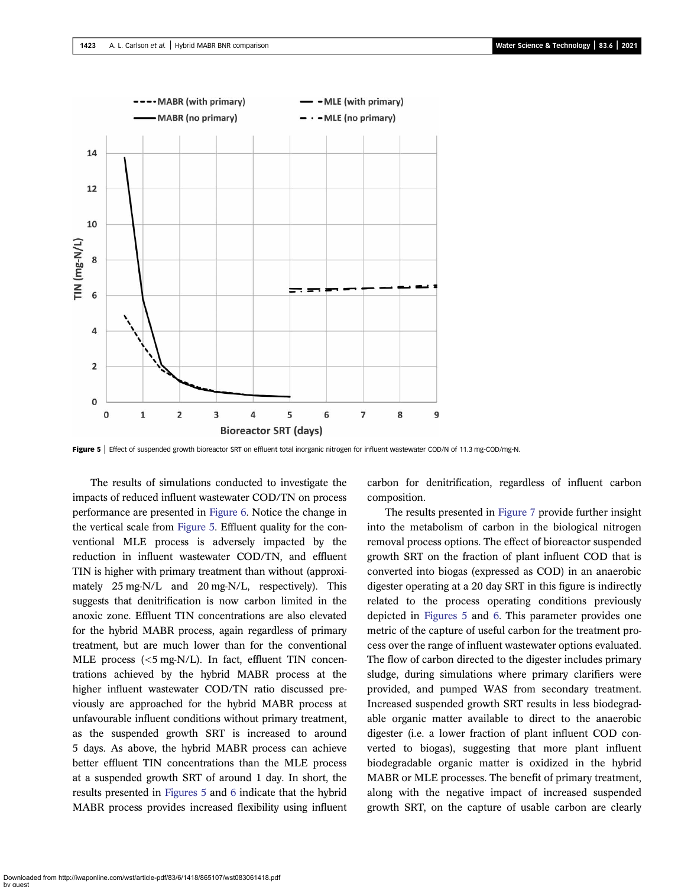**Figure 5** | Effect of suspended growth bioreactor SRT on effluent total inorganic nitrogen for influent wastewater COD/N of 11.3 mg-COD/mg-N.

The results of simulations conducted to investigate the impacts of reduced influent wastewater COD/TN on process performance are presented in Figure 6. Notice the change in the vertical scale from Figure 5. Effluent quality for the conventional MLE process is adversely impacted by the reduction in influent wastewater COD/TN, and effluent TIN is higher with primary treatment than without (approximately 25 mg-N/L and 20 mg-N/L, respectively). This suggests that denitrification is now carbon limited in the anoxic zone. Effluent TIN concentrations are also elevated for the hybrid MABR process, again regardless of primary treatment, but are much lower than for the conventional MLE process (<5 mg-N/L). In fact, effluent TIN concentrations achieved by the hybrid MABR process at the higher influent wastewater COD/TN ratio discussed previously are approached for the hybrid MABR process at unfavourable influent conditions without primary treatment, as the suspended growth SRT is increased to around 5 days. As above, the hybrid MABR process can achieve better effluent TIN concentrations than the MLE process at a suspended growth SRT of around 1 day. In short, the results presented in Figures 5 and 6 indicate that the hybrid MABR process provides increased flexibility using influent carbon for denitrification, regardless of influent carbon composition.

The results presented in Figure 7 provide further insight into the metabolism of carbon in the biological nitrogen removal process options. The effect of bioreactor suspended growth SRT on the fraction of plant influent COD that is converted into biogas (expressed as COD) in an anaerobic digester operating at a 20 day SRT in this figure is indirectly related to the process operating conditions previously depicted in Figures 5 and 6. This parameter provides one metric of the capture of useful carbon for the treatment process over the range of influent wastewater options evaluated. The flow of carbon directed to the digester includes primary sludge, during simulations where primary clarifiers were provided, and pumped WAS from secondary treatment. Increased suspended growth SRT results in less biodegradable organic matter available to direct to the anaerobic digester (i.e. a lower fraction of plant influent COD converted to biogas), suggesting that more plant influent biodegradable organic matter is oxidized in the hybrid MABR or MLE processes. The benefit of primary treatment, along with the negative impact of increased suspended growth SRT, on the capture of usable carbon are clearly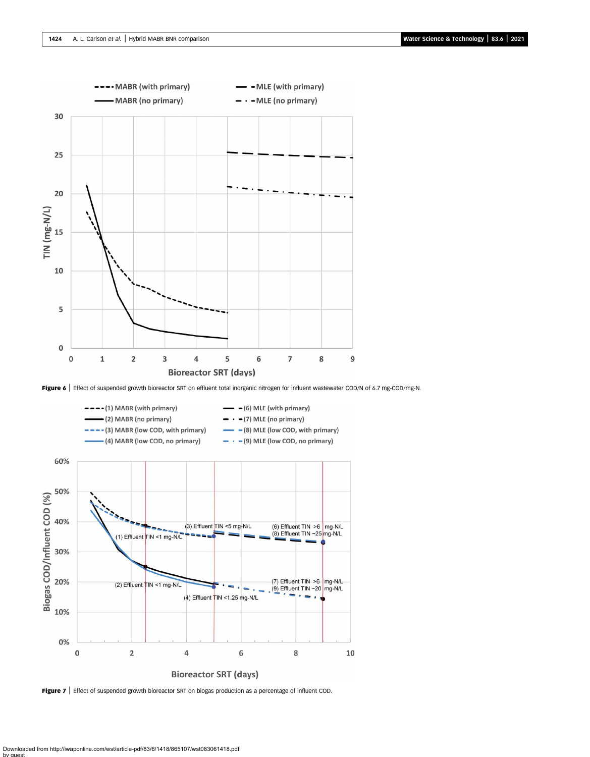**Figure 6** | Effect of suspended growth bioreactor SRT on effluent total inorganic nitrogen for influent wastewater COD/N of 6.7 mg-COD/mg-N.

**Figure 7** | Effect of suspended growth bioreactor SRT on biogas production as a percentage of influent COD.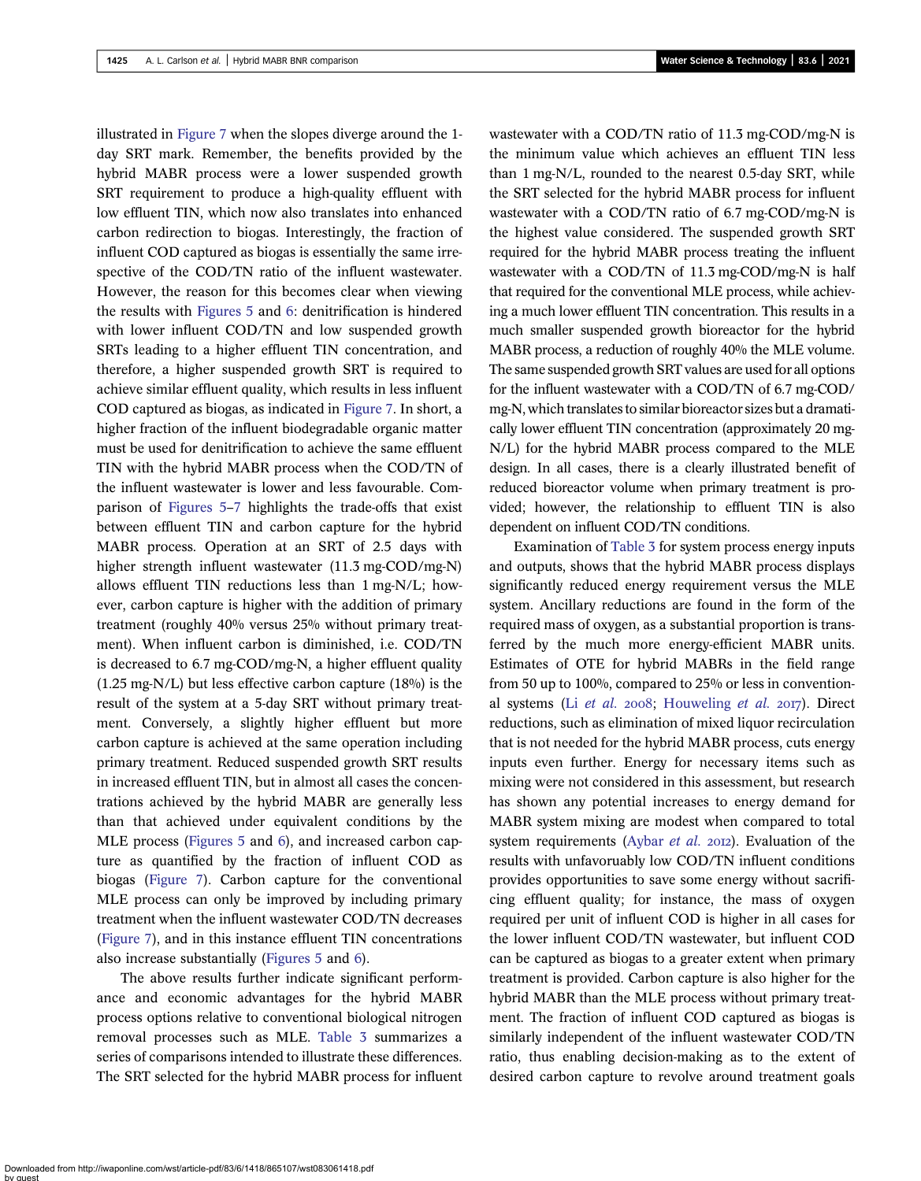illustrated in Figure 7 when the slopes diverge around the 1-day SRT mark. Remember, the benefits provided by the hybrid MABR process were a lower suspended growth SRT requirement to produce a high-quality effluent with low effluent TIN, which now also translates into enhanced carbon redirection to biogas. Interestingly, the fraction of influent COD captured as biogas is essentially the same irrespective of the COD/TN ratio of the influent wastewater. However, the reason for this becomes clear when viewing the results with Figures 5 and 6: denitrification is hindered with lower influent COD/TN and low suspended growth SRTs leading to a higher effluent TIN concentration, and therefore, a higher suspended growth SRT is required to achieve similar effluent quality, which results in less influent COD captured as biogas, as indicated in Figure 7. In short, a higher fraction of the influent biodegradable organic matter must be used for denitrification to achieve the same effluent TIN with the hybrid MABR process when the COD/TN of the influent wastewater is lower and less favourable. Comparison of Figures 5–7 highlights the trade-offs that exist between effluent TIN and carbon capture for the hybrid MABR process. Operation at an SRT of 2.5 days with higher strength influent wastewater (11.3 mg-COD/mg-N) allows effluent TIN reductions less than 1 mg-N/L; however, carbon capture is higher with the addition of primary treatment (roughly 40% versus 25% without primary treatment). When influent carbon is diminished, i.e. COD/TN is decreased to 6.7 mg-COD/mg-N, a higher effluent quality (1.25 mg-N/L) but less effective carbon capture (18%) is the result of the system at a 5-day SRT without primary treatment. Conversely, a slightly higher effluent but more carbon capture is achieved at the same operation including primary treatment. Reduced suspended growth SRT results in increased effluent TIN, but in almost all cases the concentrations achieved by the hybrid MABR are generally less than that achieved under equivalent conditions by the MLE process (Figures 5 and 6), and increased carbon capture as quantified by the fraction of influent COD as biogas (Figure 7). Carbon capture for the conventional MLE process can only be improved by including primary treatment when the influent wastewater COD/TN decreases (Figure 7), and in this instance effluent TIN concentrations also increase substantially (Figures 5 and 6).

The above results further indicate significant performance and economic advantages for the hybrid MABR process options relative to conventional biological nitrogen removal processes such as MLE. Table 3 summarizes a series of comparisons intended to illustrate these differences. The SRT selected for the hybrid MABR process for influent wastewater with a COD/TN ratio of 11.3 mg-COD/mg-N is the minimum value which achieves an effluent TIN less than 1 mg-N/L, rounded to the nearest 0.5-day SRT, while the SRT selected for the hybrid MABR process for influent wastewater with a COD/TN ratio of 6.7 mg-COD/mg-N is the highest value considered. The suspended growth SRT required for the hybrid MABR process treating the influent wastewater with a COD/TN of 11.3 mg-COD/mg-N is half that required for the conventional MLE process, while achieving a much lower effluent TIN concentration. This results in a much smaller suspended growth bioreactor for the hybrid MABR process, a reduction of roughly 40% the MLE volume. The same suspended growth SRT values are used for all options for the influent wastewater with a COD/TN of 6.7 mg-COD/mg-N, which translates to similar bioreactor sizes but a dramatically lower effluent TIN concentration (approximately 20 mg-N/L) for the hybrid MABR process compared to the MLE design. In all cases, there is a clearly illustrated benefit of reduced bioreactor volume when primary treatment is provided; however, the relationship to effluent TIN is also dependent on influent COD/TN conditions.

Examination of Table 3 for system process energy inputs and outputs, shows that the hybrid MABR process displays significantly reduced energy requirement versus the MLE system. Ancillary reductions are found in the form of the required mass of oxygen, as a substantial proportion is transferred by the much more energy-efficient MABR units. Estimates of OTE for hybrid MABRs in the field range from 50 up to 100%, compared to 25% or less in conventional systems (Li *et al.* 2008; Houweling *et al.* 2017). Direct reductions, such as elimination of mixed liquor recirculation that is not needed for the hybrid MABR process, cuts energy inputs even further. Energy for necessary items such as mixing were not considered in this assessment, but research has shown any potential increases to energy demand for MABR system mixing are modest when compared to total system requirements (Aybar *et al.* 2012). Evaluation of the results with unfavourably low COD/TN influent conditions provides opportunities to save some energy without sacrificing effluent quality; for instance, the mass of oxygen required per unit of influent COD is higher in all cases for the lower influent COD/TN wastewater, but influent COD can be captured as biogas to a greater extent when primary treatment is provided. Carbon capture is also higher for the hybrid MABR than the MLE process without primary treatment. The fraction of influent COD captured as biogas is similarly independent of the influent wastewater COD/TN ratio, thus enabling decision-making as to the extent of desired carbon capture to revolve around treatment goals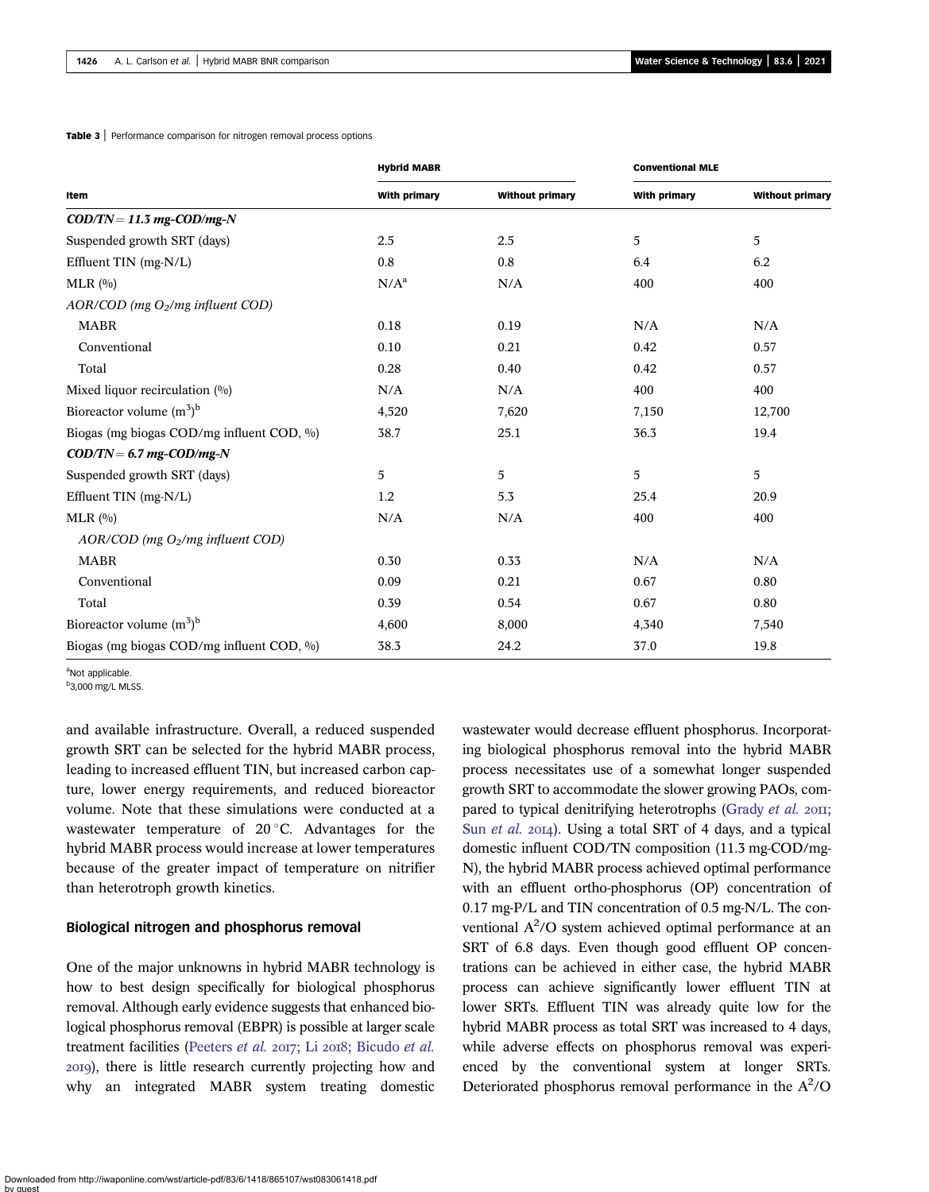**Table 3** | Performance comparison for nitrogen removal process options

| | Hybrid MABR | | Conventional MLE | |
|---|---|---|---|---|
| **Item** | **With primary** | **Without primary** | **With primary** | **Without primary** |
| ***COD/TN = 11.3 mg-COD/mg-N*** | | | | |
| Suspended growth SRT (days) | 2.5 | 2.5 | 5 | 5 |
| Effluent TIN (mg-N/L) | 0.8 | 0.8 | 6.4 | 6.2 |
| MLR (%) | N/A[a] | N/A | 400 | 400 |
| *AOR/COD (mg $O_2$/mg influent COD)* | | | | |
| MABR | 0.18 | 0.19 | N/A | N/A |
| Conventional | 0.10 | 0.21 | 0.42 | 0.57 |
| Total | 0.28 | 0.40 | 0.42 | 0.57 |
| Mixed liquor recirculation (%) | N/A | N/A | 400 | 400 |
| Bioreactor volume ($m^3$)[b] | 4,520 | 7,620 | 7,150 | 12,700 |
| Biogas (mg biogas COD/mg influent COD, %) | 38.7 | 25.1 | 36.3 | 19.4 |
| ***COD/TN = 6.7 mg-COD/mg-N*** | | | | |
| Suspended growth SRT (days) | 5 | 5 | 5 | 5 |
| Effluent TIN (mg-N/L) | 1.2 | 5.3 | 25.4 | 20.9 |
| MLR (%) | N/A | N/A | 400 | 400 |
| *AOR/COD (mg $O_2$/mg influent COD)* | | | | |
| MABR | 0.30 | 0.33 | N/A | N/A |
| Conventional | 0.09 | 0.21 | 0.67 | 0.80 |
| Total | 0.39 | 0.54 | 0.67 | 0.80 |
| Bioreactor volume ($m^3$)[b] | 4,600 | 8,000 | 4,340 | 7,540 |
| Biogas (mg biogas COD/mg influent COD, %) | 38.3 | 24.2 | 37.0 | 19.8 |

[a]Not applicable.
[b]3,000 mg/L MLSS.

and available infrastructure. Overall, a reduced suspended growth SRT can be selected for the hybrid MABR process, leading to increased effluent TIN, but increased carbon capture, lower energy requirements, and reduced bioreactor volume. Note that these simulations were conducted at a wastewater temperature of 20 °C. Advantages for the hybrid MABR process would increase at lower temperatures because of the greater impact of temperature on nitrifier than heterotroph growth kinetics.

## Biological nitrogen and phosphorus removal

One of the major unknowns in hybrid MABR technology is how to best design specifically for biological phosphorus removal. Although early evidence suggests that enhanced biological phosphorus removal (EBPR) is possible at larger scale treatment facilities (Peeters *et al.* 2017; Li 2018; Bicudo *et al.* 2019), there is little research currently projecting how and why an integrated MABR system treating domestic wastewater would decrease effluent phosphorus. Incorporating biological phosphorus removal into the hybrid MABR process necessitates use of a somewhat longer suspended growth SRT to accommodate the slower growing PAOs, compared to typical denitrifying heterotrophs (Grady *et al.* 2011; Sun *et al.* 2014). Using a total SRT of 4 days, and a typical domestic influent COD/TN composition (11.3 mg-COD/mg-N), the hybrid MABR process achieved optimal performance with an effluent ortho-phosphorus (OP) concentration of 0.17 mg-P/L and TIN concentration of 0.5 mg-N/L. The conventional $A^2/O$ system achieved optimal performance at an SRT of 6.8 days. Even though good effluent OP concentrations can be achieved in either case, the hybrid MABR process can achieve significantly lower effluent TIN at lower SRTs. Effluent TIN was already quite low for the hybrid MABR process as total SRT was increased to 4 days, while adverse effects on phosphorus removal was experienced by the conventional system at longer SRTs. Deteriorated phosphorus removal performance in the $A^2/O$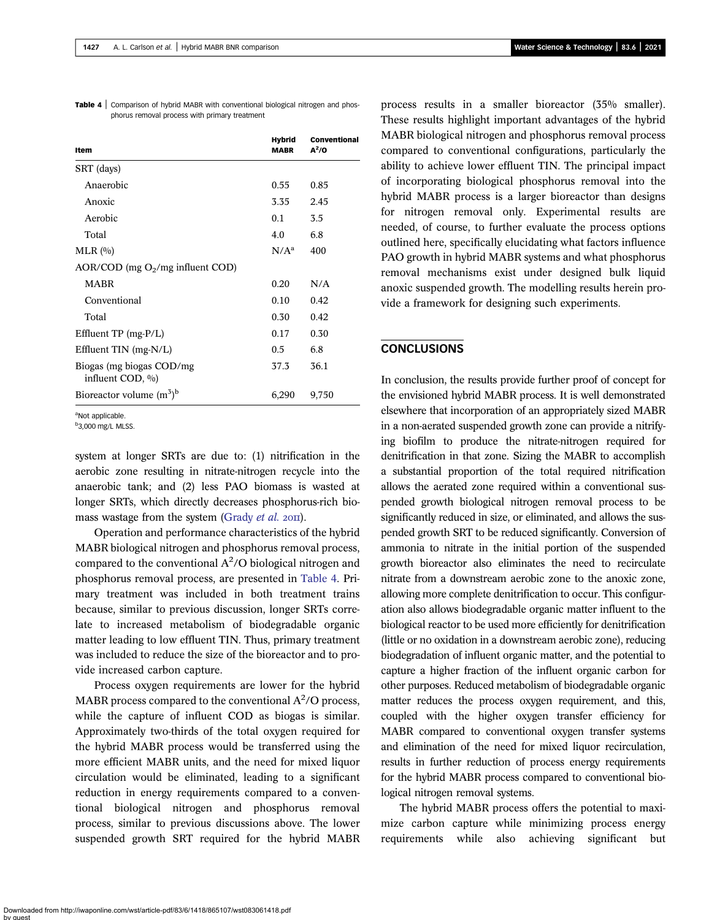**Table 4** | Comparison of hybrid MABR with conventional biological nitrogen and phosphorus removal process with primary treatment

| Item | Hybrid MABR | Conventional $A^2/O$ |
|---|---|---|
| SRT (days) | | |
| Anaerobic | 0.55 | 0.85 |
| Anoxic | 3.35 | 2.45 |
| Aerobic | 0.1 | 3.5 |
| Total | 4.0 | 6.8 |
| MLR (%) | N/A[a] | 400 |
| AOR/COD (mg $O_2$/mg influent COD) | | |
| MABR | 0.20 | N/A |
| Conventional | 0.10 | 0.42 |
| Total | 0.30 | 0.42 |
| Effluent TP (mg-P/L) | 0.17 | 0.30 |
| Effluent TIN (mg-N/L) | 0.5 | 6.8 |
| Biogas (mg biogas COD/mg influent COD, %) | 37.3 | 36.1 |
| Bioreactor volume ($m^3$)[b] | 6,290 | 9,750 |

[a]Not applicable.
[b]3,000 mg/L MLSS.

system at longer SRTs are due to: (1) nitrification in the aerobic zone resulting in nitrate-nitrogen recycle into the anaerobic tank; and (2) less PAO biomass is wasted at longer SRTs, which directly decreases phosphorus-rich biomass wastage from the system (Grady *et al.* 2011).

Operation and performance characteristics of the hybrid MABR biological nitrogen and phosphorus removal process, compared to the conventional $A^2/O$ biological nitrogen and phosphorus removal process, are presented in Table 4. Primary treatment was included in both treatment trains because, similar to previous discussion, longer SRTs correlate to increased metabolism of biodegradable organic matter leading to low effluent TIN. Thus, primary treatment was included to reduce the size of the bioreactor and to provide increased carbon capture.

Process oxygen requirements are lower for the hybrid MABR process compared to the conventional $A^2/O$ process, while the capture of influent COD as biogas is similar. Approximately two-thirds of the total oxygen required for the hybrid MABR process would be transferred using the more efficient MABR units, and the need for mixed liquor circulation would be eliminated, leading to a significant reduction in energy requirements compared to a conventional biological nitrogen and phosphorus removal process, similar to previous discussions above. The lower suspended growth SRT required for the hybrid MABR process results in a smaller bioreactor (35% smaller). These results highlight important advantages of the hybrid MABR biological nitrogen and phosphorus removal process compared to conventional configurations, particularly the ability to achieve lower effluent TIN. The principal impact of incorporating biological phosphorus removal into the hybrid MABR process is a larger bioreactor than designs for nitrogen removal only. Experimental results are needed, of course, to further evaluate the process options outlined here, specifically elucidating what factors influence PAO growth in hybrid MABR systems and what phosphorus removal mechanisms exist under designed bulk liquid anoxic suspended growth. The modelling results herein provide a framework for designing such experiments.

## CONCLUSIONS

In conclusion, the results provide further proof of concept for the envisioned hybrid MABR process. It is well demonstrated elsewhere that incorporation of an appropriately sized MABR in a non-aerated suspended growth zone can provide a nitrifying biofilm to produce the nitrate-nitrogen required for denitrification in that zone. Sizing the MABR to accomplish a substantial proportion of the total required nitrification allows the aerated zone required within a conventional suspended growth biological nitrogen removal process to be significantly reduced in size, or eliminated, and allows the suspended growth SRT to be reduced significantly. Conversion of ammonia to nitrate in the initial portion of the suspended growth bioreactor also eliminates the need to recirculate nitrate from a downstream aerobic zone to the anoxic zone, allowing more complete denitrification to occur. This configuration also allows biodegradable organic matter influent to the biological reactor to be used more efficiently for denitrification (little or no oxidation in a downstream aerobic zone), reducing biodegradation of influent organic matter, and the potential to capture a higher fraction of the influent organic carbon for other purposes. Reduced metabolism of biodegradable organic matter reduces the process oxygen requirement, and this, coupled with the higher oxygen transfer efficiency for MABR compared to conventional oxygen transfer systems and elimination of the need for mixed liquor recirculation, results in further reduction of process energy requirements for the hybrid MABR process compared to conventional biological nitrogen removal systems.

The hybrid MABR process offers the potential to maximize carbon capture while minimizing process energy requirements while also achieving significant but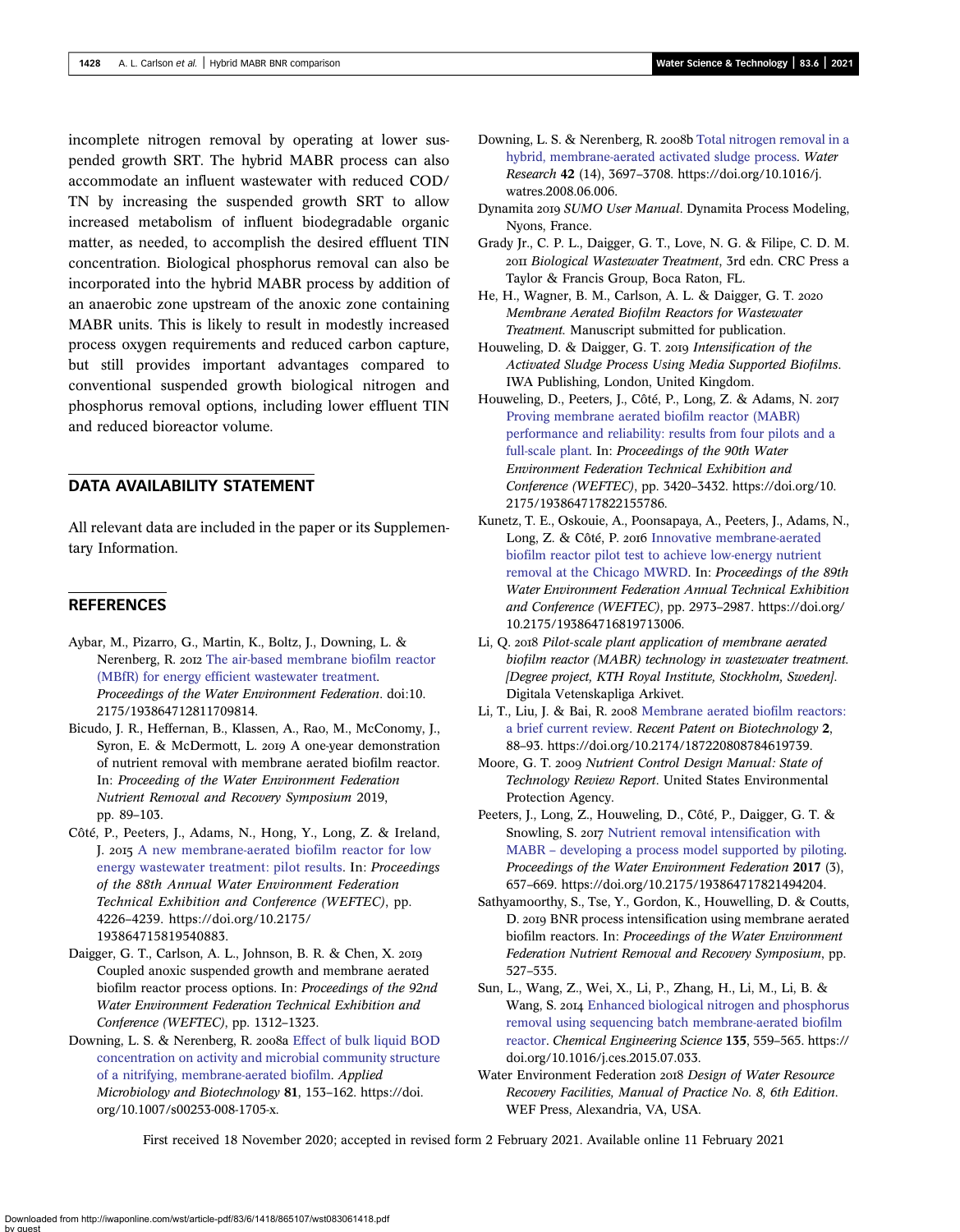incomplete nitrogen removal by operating at lower suspended growth SRT. The hybrid MABR process can also accommodate an influent wastewater with reduced COD/TN by increasing the suspended growth SRT to allow increased metabolism of influent biodegradable organic matter, as needed, to accomplish the desired effluent TIN concentration. Biological phosphorus removal can also be incorporated into the hybrid MABR process by addition of an anaerobic zone upstream of the anoxic zone containing MABR units. This is likely to result in modestly increased process oxygen requirements and reduced carbon capture, but still provides important advantages compared to conventional suspended growth biological nitrogen and phosphorus removal options, including lower effluent TIN and reduced bioreactor volume.

## DATA AVAILABILITY STATEMENT

All relevant data are included in the paper or its Supplementary Information.

## REFERENCES

Aybar, M., Pizarro, G., Martin, K., Boltz, J., Downing, L. & Nerenberg, R. 2012 The air-based membrane biofilm reactor (MBfR) for energy efficient wastewater treatment. *Proceedings of the Water Environment Federation*. doi:10.2175/193864712811709814.

Bicudo, J. R., Heffernan, B., Klassen, A., Rao, M., McConomy, J., Syron, E. & McDermott, L. 2019 A one-year demonstration of nutrient removal with membrane aerated biofilm reactor. In: *Proceeding of the Water Environment Federation Nutrient Removal and Recovery Symposium* 2019, pp. 89–103.

Côté, P., Peeters, J., Adams, N., Hong, Y., Long, Z. & Ireland, J. 2015 A new membrane-aerated biofilm reactor for low energy wastewater treatment: pilot results. In: *Proceedings of the 88th Annual Water Environment Federation Technical Exhibition and Conference (WEFTEC)*, pp. 4226–4239. https://doi.org/10.2175/193864715819540883.

Daigger, G. T., Carlson, A. L., Johnson, B. R. & Chen, X. 2019 Coupled anoxic suspended growth and membrane aerated biofilm reactor process options. In: *Proceedings of the 92nd Water Environment Federation Technical Exhibition and Conference (WEFTEC)*, pp. 1312–1323.

Downing, L. S. & Nerenberg, R. 2008a Effect of bulk liquid BOD concentration on activity and microbial community structure of a nitrifying, membrane-aerated biofilm. *Applied Microbiology and Biotechnology* **81**, 153–162. https://doi.org/10.1007/s00253-008-1705-x.

Downing, L. S. & Nerenberg, R. 2008b Total nitrogen removal in a hybrid, membrane-aerated activated sludge process. *Water Research* **42** (14), 3697–3708. https://doi.org/10.1016/j.watres.2008.06.006.

Dynamita 2019 *SUMO User Manual*. Dynamita Process Modeling, Nyons, France.

Grady Jr., C. P. L., Daigger, G. T., Love, N. G. & Filipe, C. D. M. 2011 *Biological Wastewater Treatment*, 3rd edn. CRC Press a Taylor & Francis Group, Boca Raton, FL.

He, H., Wagner, B. M., Carlson, A. L. & Daigger, G. T. 2020 *Membrane Aerated Biofilm Reactors for Wastewater Treatment*. Manuscript submitted for publication.

Houweling, D. & Daigger, G. T. 2019 *Intensification of the Activated Sludge Process Using Media Supported Biofilms*. IWA Publishing, London, United Kingdom.

Houweling, D., Peeters, J., Côté, P., Long, Z. & Adams, N. 2017 Proving membrane aerated biofilm reactor (MABR) performance and reliability: results from four pilots and a full-scale plant. In: *Proceedings of the 90th Water Environment Federation Technical Exhibition and Conference (WEFTEC)*, pp. 3420–3432. https://doi.org/10.2175/193864717822155786.

Kunetz, T. E., Oskouie, A., Poonsapaya, A., Peeters, J., Adams, N., Long, Z. & Côté, P. 2016 Innovative membrane-aerated biofilm reactor pilot test to achieve low-energy nutrient removal at the Chicago MWRD. In: *Proceedings of the 89th Water Environment Federation Annual Technical Exhibition and Conference (WEFTEC)*, pp. 2973–2987. https://doi.org/10.2175/193864716819713006.

Li, Q. 2018 *Pilot-scale plant application of membrane aerated biofilm reactor (MABR) technology in wastewater treatment. [Degree project, KTH Royal Institute, Stockholm, Sweden]*. Digitala Vetenskapliga Arkivet.

Li, T., Liu, J. & Bai, R. 2008 Membrane aerated biofilm reactors: a brief current review. *Recent Patent on Biotechnology* **2**, 88–93. https://doi.org/10.2174/187220808784619739.

Moore, G. T. 2009 *Nutrient Control Design Manual: State of Technology Review Report*. United States Environmental Protection Agency.

Peeters, J., Long, Z., Houweling, D., Côté, P., Daigger, G. T. & Snowling, S. 2017 Nutrient removal intensification with MABR – developing a process model supported by piloting. *Proceedings of the Water Environment Federation* **2017** (3), 657–669. https://doi.org/10.2175/193864717821494204.

Sathyamoorthy, S., Tse, Y., Gordon, K., Houwelling, D. & Coutts, D. 2019 BNR process intensification using membrane aerated biofilm reactors. In: *Proceedings of the Water Environment Federation Nutrient Removal and Recovery Symposium*, pp. 527–535.

Sun, L., Wang, Z., Wei, X., Li, P., Zhang, H., Li, M., Li, B. & Wang, S. 2014 Enhanced biological nitrogen and phosphorus removal using sequencing batch membrane-aerated biofilm reactor. *Chemical Engineering Science* **135**, 559–565. https://doi.org/10.1016/j.ces.2015.07.033.

Water Environment Federation 2018 *Design of Water Resource Recovery Facilities, Manual of Practice No. 8, 6th Edition*. WEF Press, Alexandria, VA, USA.

First received 18 November 2020; accepted in revised form 2 February 2021. Available online 11 February 2021